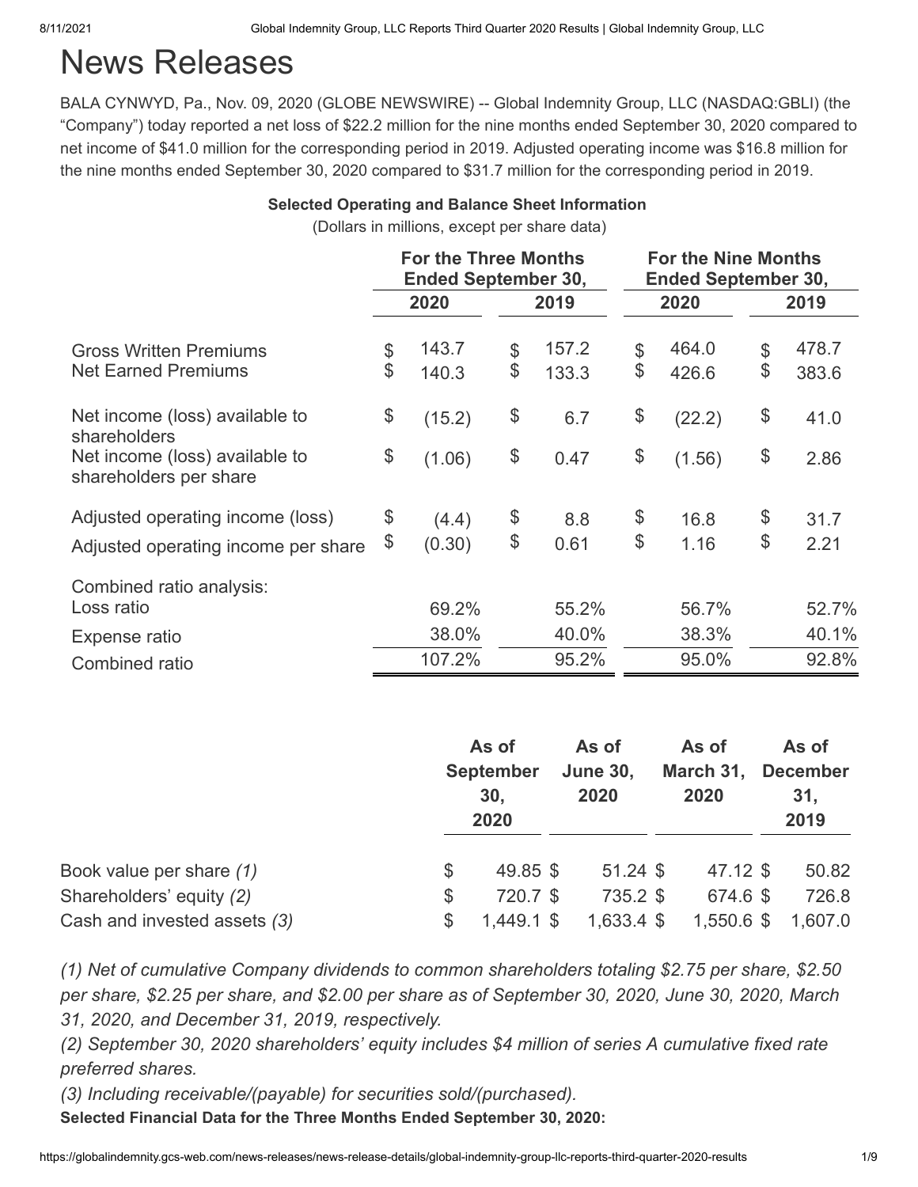# News Releases

BALA CYNWYD, Pa., Nov. 09, 2020 (GLOBE NEWSWIRE) -- Global Indemnity Group, LLC (NASDAQ:GBLI) (the "Company") today reported a net loss of $22.2 million for the nine months ended September 30, 2020 compared to net income of $41.0 million for the corresponding period in 2019. Adjusted operating income was $16.8 million for the nine months ended September 30, 2020 compared to $31.7 million for the corresponding period in 2019.

**Selected Operating and Balance Sheet Information**

(Dollars in millions, except per share data)

| | For the Three Months Ended September 30, | | For the Nine Months Ended September 30, | |
|---|---|---|---|---|
| | 2020 | 2019 | 2020 | 2019 |
| Gross Written Premiums | $ 143.7 | $ 157.2 | $ 464.0 | $ 478.7 |
| Net Earned Premiums | $ 140.3 | $ 133.3 | $ 426.6 | $ 383.6 |
| Net income (loss) available to shareholders | $ (15.2) | $ 6.7 | $ (22.2) | $ 41.0 |
| Net income (loss) available to shareholders per share | $ (1.06) | $ 0.47 | $ (1.56) | $ 2.86 |
| Adjusted operating income (loss) | $ (4.4) | $ 8.8 | $ 16.8 | $ 31.7 |
| Adjusted operating income per share | $ (0.30) | $ 0.61 | $ 1.16 | $ 2.21 |
| Combined ratio analysis: | | | | |
| Loss ratio | 69.2% | 55.2% | 56.7% | 52.7% |
| Expense ratio | 38.0% | 40.0% | 38.3% | 40.1% |
| Combined ratio | 107.2% | 95.2% | 95.0% | 92.8% |

| | As of September 30, 2020 | As of June 30, 2020 | As of March 31, 2020 | As of December 31, 2019 |
|---|---|---|---|---|
| Book value per share *(1)* | $ 49.85 | $ 51.24 | $ 47.12 | $ 50.82 |
| Shareholders' equity *(2)* | $ 720.7 | $ 735.2 | $ 674.6 | $ 726.8 |
| Cash and invested assets *(3)* | $ 1,449.1 | $ 1,633.4 | $ 1,550.6 | $ 1,607.0 |

*(1) Net of cumulative Company dividends to common shareholders totaling $2.75 per share, $2.50 per share, $2.25 per share, and $2.00 per share as of September 30, 2020, June 30, 2020, March 31, 2020, and December 31, 2019, respectively.*

*(2) September 30, 2020 shareholders' equity includes $4 million of series A cumulative fixed rate preferred shares.*

*(3) Including receivable/(payable) for securities sold/(purchased).*

**Selected Financial Data for the Three Months Ended September 30, 2020:**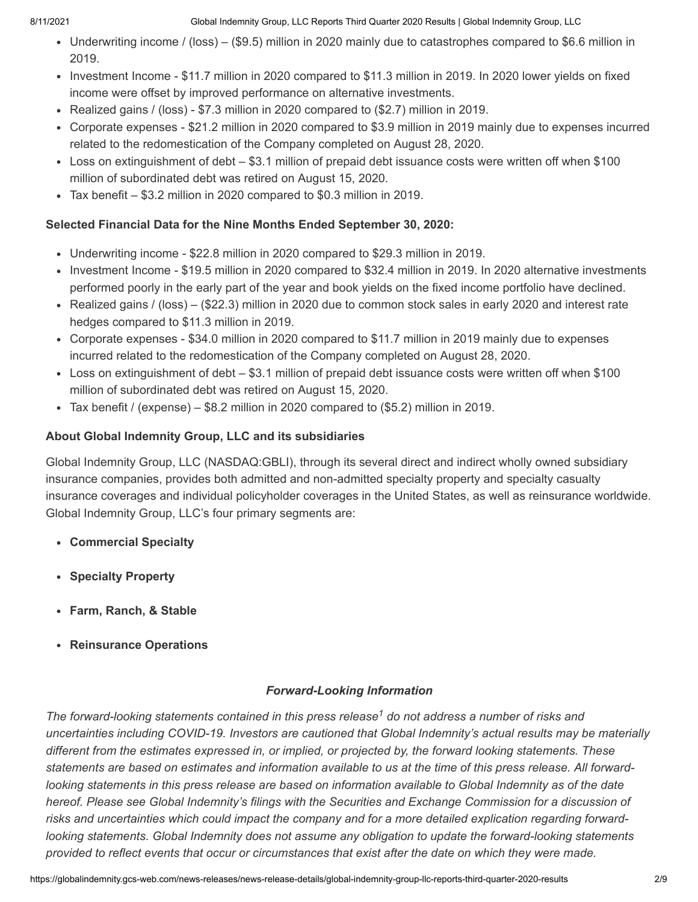- Underwriting income / (loss) – ($9.5) million in 2020 mainly due to catastrophes compared to $6.6 million in 2019.
- Investment Income - $11.7 million in 2020 compared to $11.3 million in 2019. In 2020 lower yields on fixed income were offset by improved performance on alternative investments.
- Realized gains / (loss) - $7.3 million in 2020 compared to ($2.7) million in 2019.
- Corporate expenses - $21.2 million in 2020 compared to $3.9 million in 2019 mainly due to expenses incurred related to the redomestication of the Company completed on August 28, 2020.
- Loss on extinguishment of debt – $3.1 million of prepaid debt issuance costs were written off when $100 million of subordinated debt was retired on August 15, 2020.
- Tax benefit – $3.2 million in 2020 compared to $0.3 million in 2019.

**Selected Financial Data for the Nine Months Ended September 30, 2020:**

- Underwriting income - $22.8 million in 2020 compared to $29.3 million in 2019.
- Investment Income - $19.5 million in 2020 compared to $32.4 million in 2019. In 2020 alternative investments performed poorly in the early part of the year and book yields on the fixed income portfolio have declined.
- Realized gains / (loss) – ($22.3) million in 2020 due to common stock sales in early 2020 and interest rate hedges compared to $11.3 million in 2019.
- Corporate expenses - $34.0 million in 2020 compared to $11.7 million in 2019 mainly due to expenses incurred related to the redomestication of the Company completed on August 28, 2020.
- Loss on extinguishment of debt – $3.1 million of prepaid debt issuance costs were written off when $100 million of subordinated debt was retired on August 15, 2020.
- Tax benefit / (expense) – $8.2 million in 2020 compared to ($5.2) million in 2019.

**About Global Indemnity Group, LLC and its subsidiaries**

Global Indemnity Group, LLC (NASDAQ:GBLI), through its several direct and indirect wholly owned subsidiary insurance companies, provides both admitted and non-admitted specialty property and specialty casualty insurance coverages and individual policyholder coverages in the United States, as well as reinsurance worldwide. Global Indemnity Group, LLC's four primary segments are:

- **Commercial Specialty**
- **Specialty Property**
- **Farm, Ranch, & Stable**
- **Reinsurance Operations**

***Forward-Looking Information***

*The forward-looking statements contained in this press release[1] do not address a number of risks and uncertainties including COVID-19. Investors are cautioned that Global Indemnity's actual results may be materially different from the estimates expressed in, or implied, or projected by, the forward looking statements. These statements are based on estimates and information available to us at the time of this press release. All forward-looking statements in this press release are based on information available to Global Indemnity as of the date hereof. Please see Global Indemnity's filings with the Securities and Exchange Commission for a discussion of risks and uncertainties which could impact the company and for a more detailed explication regarding forward-looking statements. Global Indemnity does not assume any obligation to update the forward-looking statements provided to reflect events that occur or circumstances that exist after the date on which they were made.*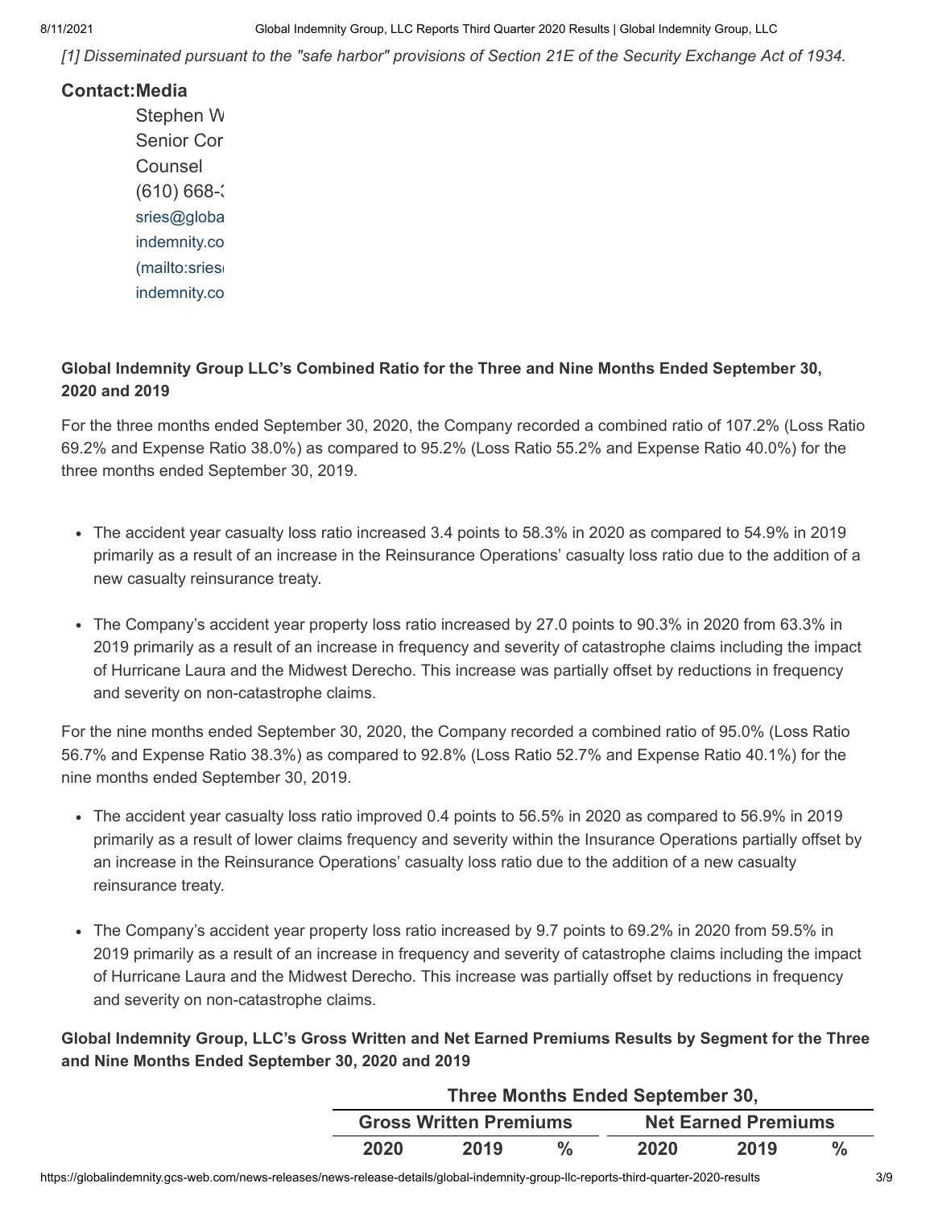*[1] Disseminated pursuant to the "safe harbor" provisions of Section 21E of the Security Exchange Act of 1934.*

**Contact:** **Media**

Stephen W
Senior Cor
Counsel
(610) 668-:
sries@globa
indemnity.co
(mailto:sries
indemnity.co

**Global Indemnity Group LLC's Combined Ratio for the Three and Nine Months Ended September 30, 2020 and 2019**

For the three months ended September 30, 2020, the Company recorded a combined ratio of 107.2% (Loss Ratio 69.2% and Expense Ratio 38.0%) as compared to 95.2% (Loss Ratio 55.2% and Expense Ratio 40.0%) for the three months ended September 30, 2019.

- The accident year casualty loss ratio increased 3.4 points to 58.3% in 2020 as compared to 54.9% in 2019 primarily as a result of an increase in the Reinsurance Operations' casualty loss ratio due to the addition of a new casualty reinsurance treaty.
- The Company's accident year property loss ratio increased by 27.0 points to 90.3% in 2020 from 63.3% in 2019 primarily as a result of an increase in frequency and severity of catastrophe claims including the impact of Hurricane Laura and the Midwest Derecho. This increase was partially offset by reductions in frequency and severity on non-catastrophe claims.

For the nine months ended September 30, 2020, the Company recorded a combined ratio of 95.0% (Loss Ratio 56.7% and Expense Ratio 38.3%) as compared to 92.8% (Loss Ratio 52.7% and Expense Ratio 40.1%) for the nine months ended September 30, 2019.

- The accident year casualty loss ratio improved 0.4 points to 56.5% in 2020 as compared to 56.9% in 2019 primarily as a result of lower claims frequency and severity within the Insurance Operations partially offset by an increase in the Reinsurance Operations' casualty loss ratio due to the addition of a new casualty reinsurance treaty.
- The Company's accident year property loss ratio increased by 9.7 points to 69.2% in 2020 from 59.5% in 2019 primarily as a result of an increase in frequency and severity of catastrophe claims including the impact of Hurricane Laura and the Midwest Derecho. This increase was partially offset by reductions in frequency and severity on non-catastrophe claims.

**Global Indemnity Group, LLC's Gross Written and Net Earned Premiums Results by Segment for the Three and Nine Months Ended September 30, 2020 and 2019**

| | Three Months Ended September 30, | | | | | |
|---|---|---|---|---|---|---|
| | Gross Written Premiums | | | Net Earned Premiums | | |
| | 2020 | 2019 | % | 2020 | 2019 | % |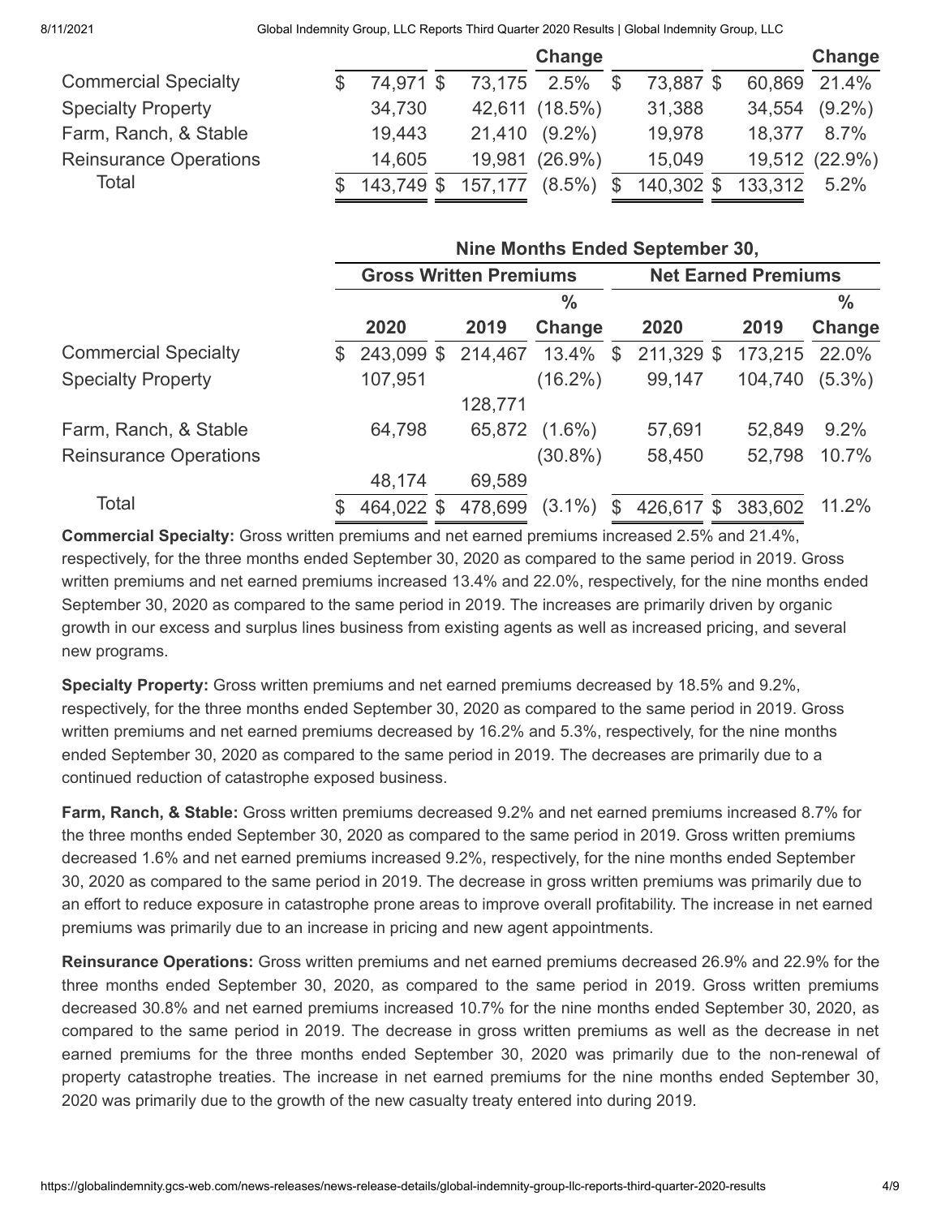| | | | Change | | | Change |
|---|---|---|---|---|---|---|
| Commercial Specialty | $ 74,971 | $ 73,175 | 2.5% | $ 73,887 | $ 60,869 | 21.4% |
| Specialty Property | 34,730 | 42,611 | (18.5%) | 31,388 | 34,554 | (9.2%) |
| Farm, Ranch, & Stable | 19,443 | 21,410 | (9.2%) | 19,978 | 18,377 | 8.7% |
| Reinsurance Operations | 14,605 | 19,981 | (26.9%) | 15,049 | 19,512 | (22.9%) |
| Total | $ 143,749 | $ 157,177 | (8.5%) | $ 140,302 | $ 133,312 | 5.2% |

| | Nine Months Ended September 30, | | | | | |
|---|---|---|---|---|---|---|
| | Gross Written Premiums | | | Net Earned Premiums | | |
| | 2020 | 2019 | % Change | 2020 | 2019 | % Change |
| Commercial Specialty | $ 243,099 | $ 214,467 | 13.4% | $ 211,329 | $ 173,215 | 22.0% |
| Specialty Property | 107,951 | 128,771 | (16.2%) | 99,147 | 104,740 | (5.3%) |
| Farm, Ranch, & Stable | 64,798 | 65,872 | (1.6%) | 57,691 | 52,849 | 9.2% |
| Reinsurance Operations | 48,174 | 69,589 | (30.8%) | 58,450 | 52,798 | 10.7% |
| Total | $ 464,022 | $ 478,699 | (3.1%) | $ 426,617 | $ 383,602 | 11.2% |

**Commercial Specialty:** Gross written premiums and net earned premiums increased 2.5% and 21.4%, respectively, for the three months ended September 30, 2020 as compared to the same period in 2019. Gross written premiums and net earned premiums increased 13.4% and 22.0%, respectively, for the nine months ended September 30, 2020 as compared to the same period in 2019. The increases are primarily driven by organic growth in our excess and surplus lines business from existing agents as well as increased pricing, and several new programs.

**Specialty Property:** Gross written premiums and net earned premiums decreased by 18.5% and 9.2%, respectively, for the three months ended September 30, 2020 as compared to the same period in 2019. Gross written premiums and net earned premiums decreased by 16.2% and 5.3%, respectively, for the nine months ended September 30, 2020 as compared to the same period in 2019. The decreases are primarily due to a continued reduction of catastrophe exposed business.

**Farm, Ranch, & Stable:** Gross written premiums decreased 9.2% and net earned premiums increased 8.7% for the three months ended September 30, 2020 as compared to the same period in 2019. Gross written premiums decreased 1.6% and net earned premiums increased 9.2%, respectively, for the nine months ended September 30, 2020 as compared to the same period in 2019. The decrease in gross written premiums was primarily due to an effort to reduce exposure in catastrophe prone areas to improve overall profitability. The increase in net earned premiums was primarily due to an increase in pricing and new agent appointments.

**Reinsurance Operations:** Gross written premiums and net earned premiums decreased 26.9% and 22.9% for the three months ended September 30, 2020, as compared to the same period in 2019. Gross written premiums decreased 30.8% and net earned premiums increased 10.7% for the nine months ended September 30, 2020, as compared to the same period in 2019. The decrease in gross written premiums as well as the decrease in net earned premiums for the three months ended September 30, 2020 was primarily due to the non-renewal of property catastrophe treaties. The increase in net earned premiums for the nine months ended September 30, 2020 was primarily due to the growth of the new casualty treaty entered into during 2019.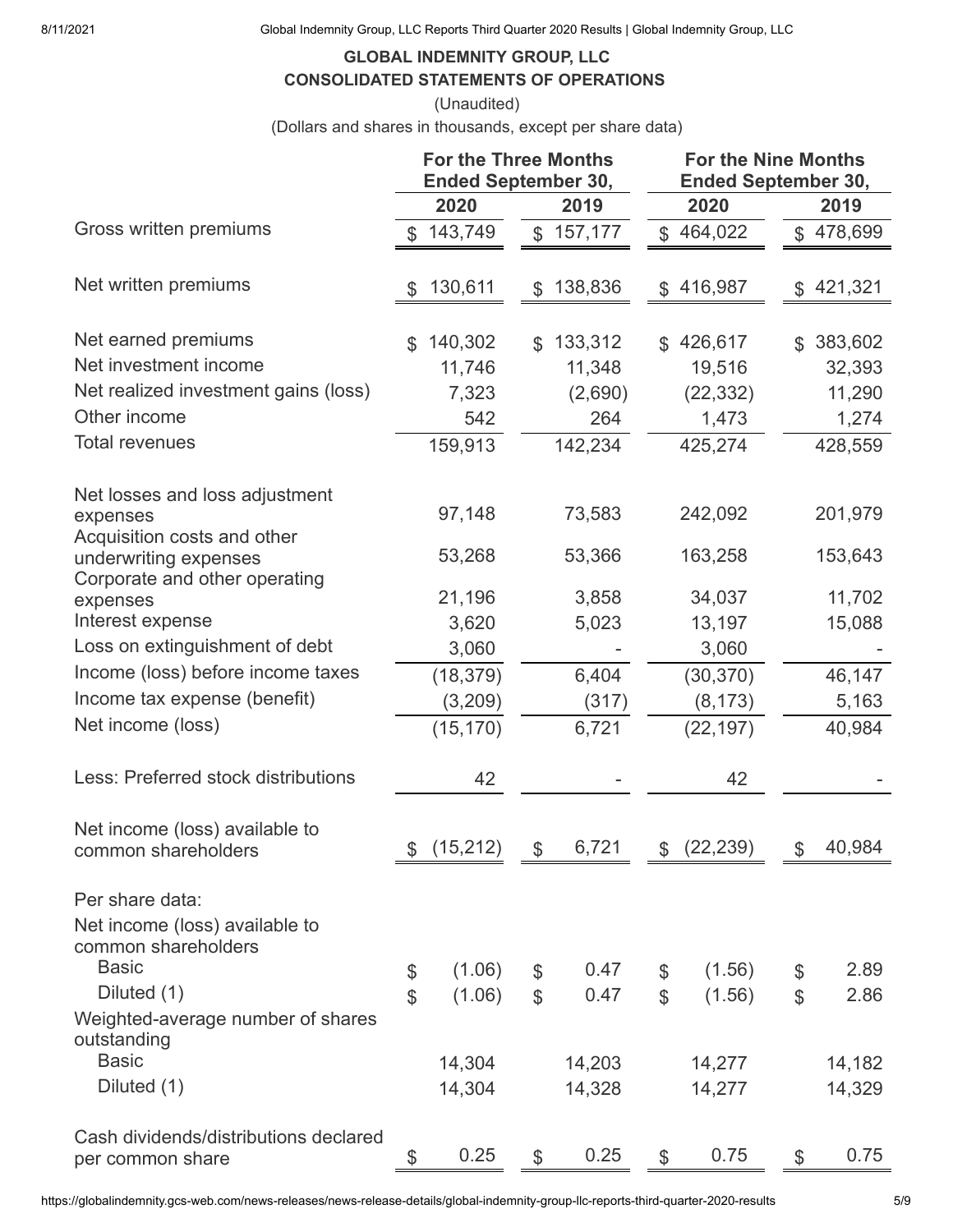**GLOBAL INDEMNITY GROUP, LLC**
**CONSOLIDATED STATEMENTS OF OPERATIONS**
(Unaudited)
(Dollars and shares in thousands, except per share data)

| | For the Three Months Ended September 30, | | For the Nine Months Ended September 30, | |
|---|---|---|---|---|
| | 2020 | 2019 | 2020 | 2019 |
| Gross written premiums | $ 143,749 | $ 157,177 | $ 464,022 | $ 478,699 |
| Net written premiums | $ 130,611 | $ 138,836 | $ 416,987 | $ 421,321 |
| Net earned premiums | $ 140,302 | $ 133,312 | $ 426,617 | $ 383,602 |
| Net investment income | 11,746 | 11,348 | 19,516 | 32,393 |
| Net realized investment gains (loss) | 7,323 | (2,690) | (22,332) | 11,290 |
| Other income | 542 | 264 | 1,473 | 1,274 |
| Total revenues | 159,913 | 142,234 | 425,274 | 428,559 |
| Net losses and loss adjustment expenses | 97,148 | 73,583 | 242,092 | 201,979 |
| Acquisition costs and other underwriting expenses | 53,268 | 53,366 | 163,258 | 153,643 |
| Corporate and other operating expenses | 21,196 | 3,858 | 34,037 | 11,702 |
| Interest expense | 3,620 | 5,023 | 13,197 | 15,088 |
| Loss on extinguishment of debt | 3,060 | - | 3,060 | - |
| Income (loss) before income taxes | (18,379) | 6,404 | (30,370) | 46,147 |
| Income tax expense (benefit) | (3,209) | (317) | (8,173) | 5,163 |
| Net income (loss) | (15,170) | 6,721 | (22,197) | 40,984 |
| Less: Preferred stock distributions | 42 | - | 42 | - |
| Net income (loss) available to common shareholders | $ (15,212) | $ 6,721 | $ (22,239) | $ 40,984 |
| Per share data: | | | | |
| Net income (loss) available to common shareholders | | | | |
| Basic | $ (1.06) | $ 0.47 | $ (1.56) | $ 2.89 |
| Diluted (1) | $ (1.06) | $ 0.47 | $ (1.56) | $ 2.86 |
| Weighted-average number of shares outstanding | | | | |
| Basic | 14,304 | 14,203 | 14,277 | 14,182 |
| Diluted (1) | 14,304 | 14,328 | 14,277 | 14,329 |
| Cash dividends/distributions declared per common share | $ 0.25 | $ 0.25 | $ 0.75 | $ 0.75 |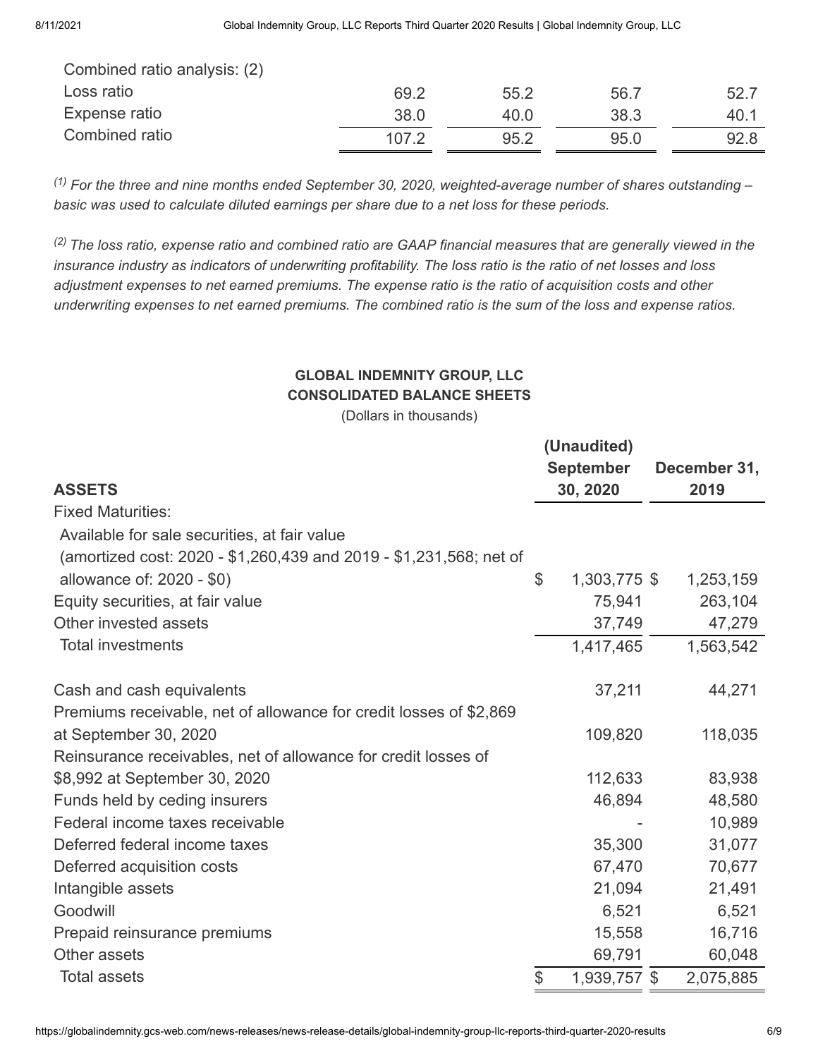| Combined ratio analysis: (2) | | | | |
|---|---|---|---|---|
| Loss ratio | 69.2 | 55.2 | 56.7 | 52.7 |
| Expense ratio | 38.0 | 40.0 | 38.3 | 40.1 |
| Combined ratio | 107.2 | 95.2 | 95.0 | 92.8 |

*(1) For the three and nine months ended September 30, 2020, weighted-average number of shares outstanding – basic was used to calculate diluted earnings per share due to a net loss for these periods.*

*(2) The loss ratio, expense ratio and combined ratio are GAAP financial measures that are generally viewed in the insurance industry as indicators of underwriting profitability. The loss ratio is the ratio of net losses and loss adjustment expenses to net earned premiums. The expense ratio is the ratio of acquisition costs and other underwriting expenses to net earned premiums. The combined ratio is the sum of the loss and expense ratios.*

**GLOBAL INDEMNITY GROUP, LLC**
**CONSOLIDATED BALANCE SHEETS**
(Dollars in thousands)

| **ASSETS** | **(Unaudited) September 30, 2020** | **December 31, 2019** |
|---|---|---|
| Fixed Maturities: | | |
| Available for sale securities, at fair value (amortized cost: 2020 - $1,260,439 and 2019 - $1,231,568; net of allowance of: 2020 - $0) | $ 1,303,775 | $ 1,253,159 |
| Equity securities, at fair value | 75,941 | 263,104 |
| Other invested assets | 37,749 | 47,279 |
| Total investments | 1,417,465 | 1,563,542 |
| | | |
| Cash and cash equivalents | 37,211 | 44,271 |
| Premiums receivable, net of allowance for credit losses of $2,869 at September 30, 2020 | 109,820 | 118,035 |
| Reinsurance receivables, net of allowance for credit losses of $8,992 at September 30, 2020 | 112,633 | 83,938 |
| Funds held by ceding insurers | 46,894 | 48,580 |
| Federal income taxes receivable | - | 10,989 |
| Deferred federal income taxes | 35,300 | 31,077 |
| Deferred acquisition costs | 67,470 | 70,677 |
| Intangible assets | 21,094 | 21,491 |
| Goodwill | 6,521 | 6,521 |
| Prepaid reinsurance premiums | 15,558 | 16,716 |
| Other assets | 69,791 | 60,048 |
| Total assets | $ 1,939,757 | $ 2,075,885 |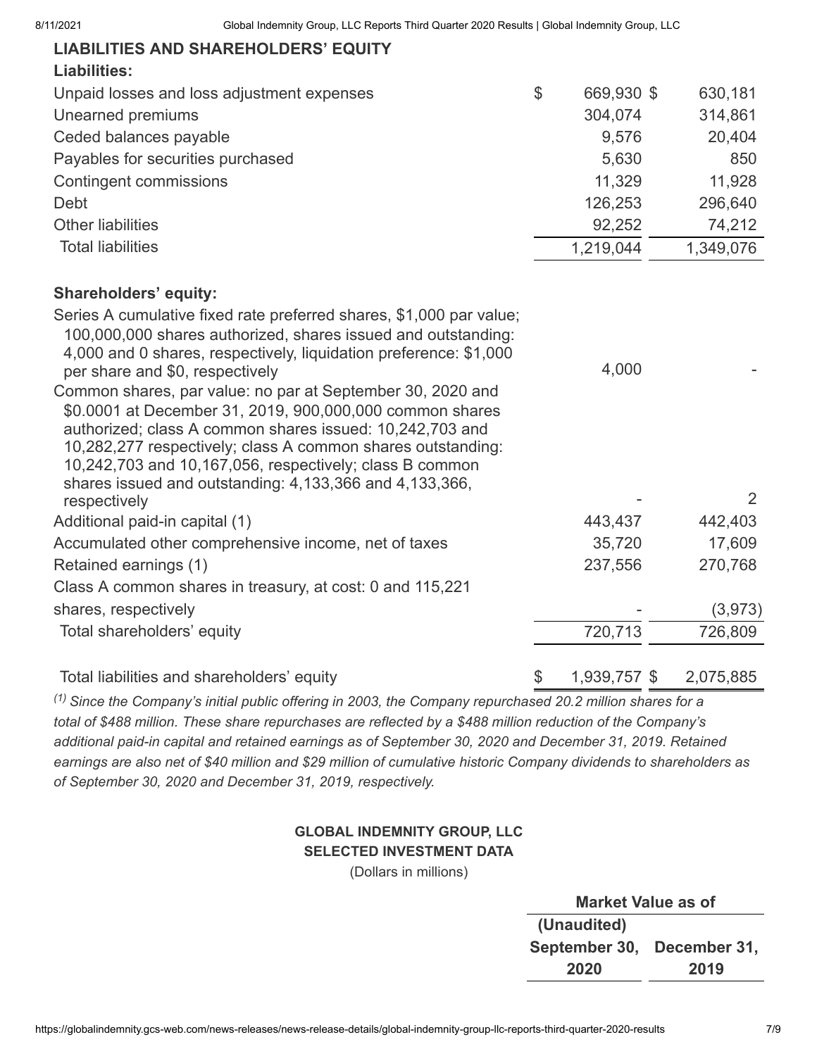## LIABILITIES AND SHAREHOLDERS' EQUITY

| | | |
|---|---|---|
| **Liabilities:** | | |
| Unpaid losses and loss adjustment expenses | $ 669,930 | $ 630,181 |
| Unearned premiums | 304,074 | 314,861 |
| Ceded balances payable | 9,576 | 20,404 |
| Payables for securities purchased | 5,630 | 850 |
| Contingent commissions | 11,329 | 11,928 |
| Debt | 126,253 | 296,640 |
| Other liabilities | 92,252 | 74,212 |
| Total liabilities | 1,219,044 | 1,349,076 |
| | | |
| **Shareholders' equity:** | | |
| Series A cumulative fixed rate preferred shares, $1,000 par value; 100,000,000 shares authorized, shares issued and outstanding: 4,000 and 0 shares, respectively, liquidation preference: $1,000 per share and $0, respectively | 4,000 | - |
| Common shares, par value: no par at September 30, 2020 and $0.0001 at December 31, 2019, 900,000,000 common shares authorized; class A common shares issued: 10,242,703 and 10,282,277 respectively; class A common shares outstanding: 10,242,703 and 10,167,056, respectively; class B common shares issued and outstanding: 4,133,366 and 4,133,366, respectively | - | 2 |
| Additional paid-in capital (1) | 443,437 | 442,403 |
| Accumulated other comprehensive income, net of taxes | 35,720 | 17,609 |
| Retained earnings (1) | 237,556 | 270,768 |
| Class A common shares in treasury, at cost: 0 and 115,221 shares, respectively | - | (3,973) |
| Total shareholders' equity | 720,713 | 726,809 |
| | | |
| Total liabilities and shareholders' equity | $ 1,939,757 | $ 2,075,885 |

*(1) Since the Company's initial public offering in 2003, the Company repurchased 20.2 million shares for a total of $488 million. These share repurchases are reflected by a $488 million reduction of the Company's additional paid-in capital and retained earnings as of September 30, 2020 and December 31, 2019. Retained earnings are also net of $40 million and $29 million of cumulative historic Company dividends to shareholders as of September 30, 2020 and December 31, 2019, respectively.*

**GLOBAL INDEMNITY GROUP, LLC**

**SELECTED INVESTMENT DATA**

(Dollars in millions)

| | Market Value as of | |
|---|---|---|
| | (Unaudited) September 30, 2020 | December 31, 2019 |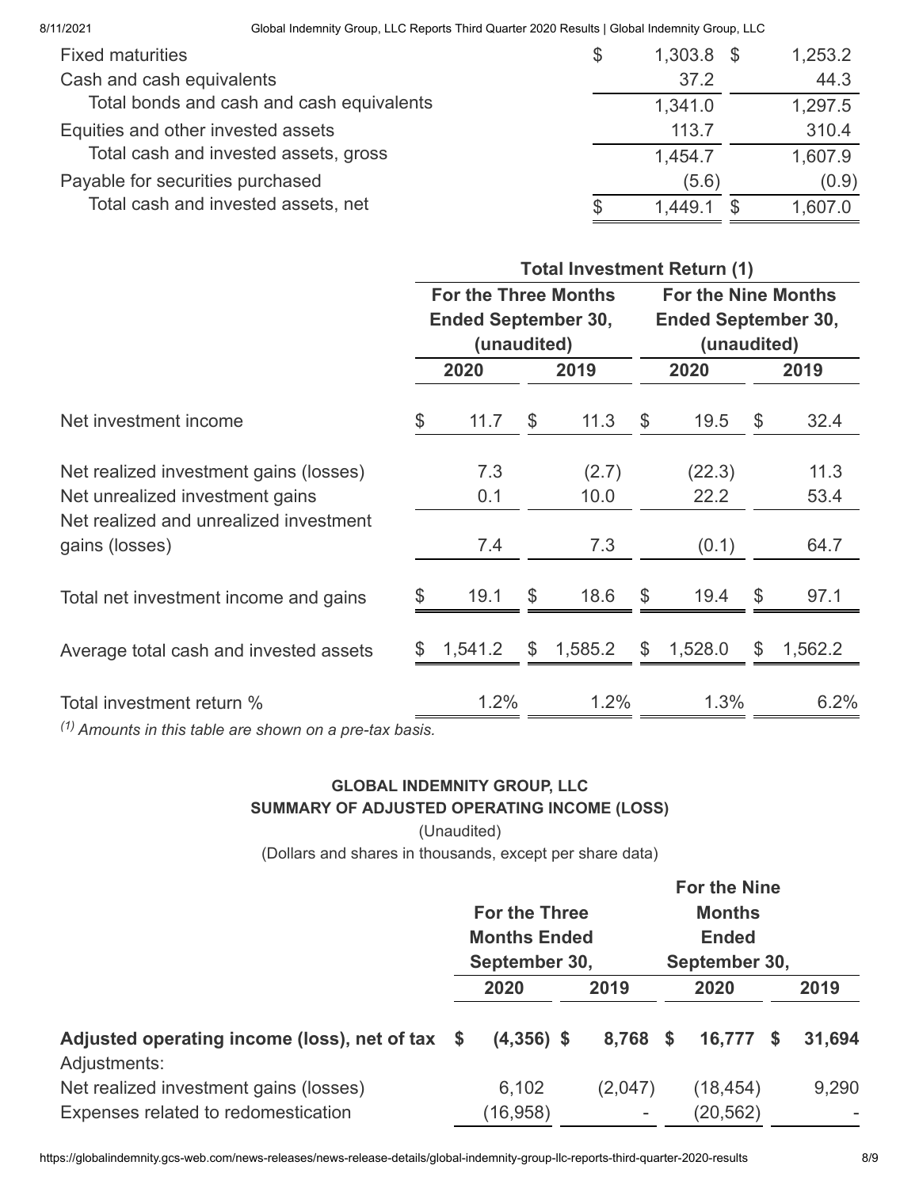| | | |
|---|---|---|
| Fixed maturities | $ 1,303.8 | $ 1,253.2 |
| Cash and cash equivalents | 37.2 | 44.3 |
| Total bonds and cash and cash equivalents | 1,341.0 | 1,297.5 |
| Equities and other invested assets | 113.7 | 310.4 |
| Total cash and invested assets, gross | 1,454.7 | 1,607.9 |
| Payable for securities purchased | (5.6) | (0.9) |
| Total cash and invested assets, net | $ 1,449.1 | $ 1,607.0 |

| | Total Investment Return (1) | | | |
|---|---|---|---|---|
| | For the Three Months Ended September 30, (unaudited) | | For the Nine Months Ended September 30, (unaudited) | |
| | 2020 | 2019 | 2020 | 2019 |
| Net investment income | $ 11.7 | $ 11.3 | $ 19.5 | $ 32.4 |
| Net realized investment gains (losses) | 7.3 | (2.7) | (22.3) | 11.3 |
| Net unrealized investment gains | 0.1 | 10.0 | 22.2 | 53.4 |
| Net realized and unrealized investment gains (losses) | 7.4 | 7.3 | (0.1) | 64.7 |
| Total net investment income and gains | $ 19.1 | $ 18.6 | $ 19.4 | $ 97.1 |
| Average total cash and invested assets | $ 1,541.2 | $ 1,585.2 | $ 1,528.0 | $ 1,562.2 |
| Total investment return % | 1.2% | 1.2% | 1.3% | 6.2% |

*(1) Amounts in this table are shown on a pre-tax basis.*

**GLOBAL INDEMNITY GROUP, LLC**
**SUMMARY OF ADJUSTED OPERATING INCOME (LOSS)**
(Unaudited)
(Dollars and shares in thousands, except per share data)

| | For the Three Months Ended September 30, | | For the Nine Months Ended September 30, | |
|---|---|---|---|---|
| | 2020 | 2019 | 2020 | 2019 |
| **Adjusted operating income (loss), net of tax** | **$ (4,356)** | **$ 8,768** | **$ 16,777** | **$ 31,694** |
| Adjustments: | | | | |
| Net realized investment gains (losses) | 6,102 | (2,047) | (18,454) | 9,290 |
| Expenses related to redomestication | (16,958) | - | (20,562) | - |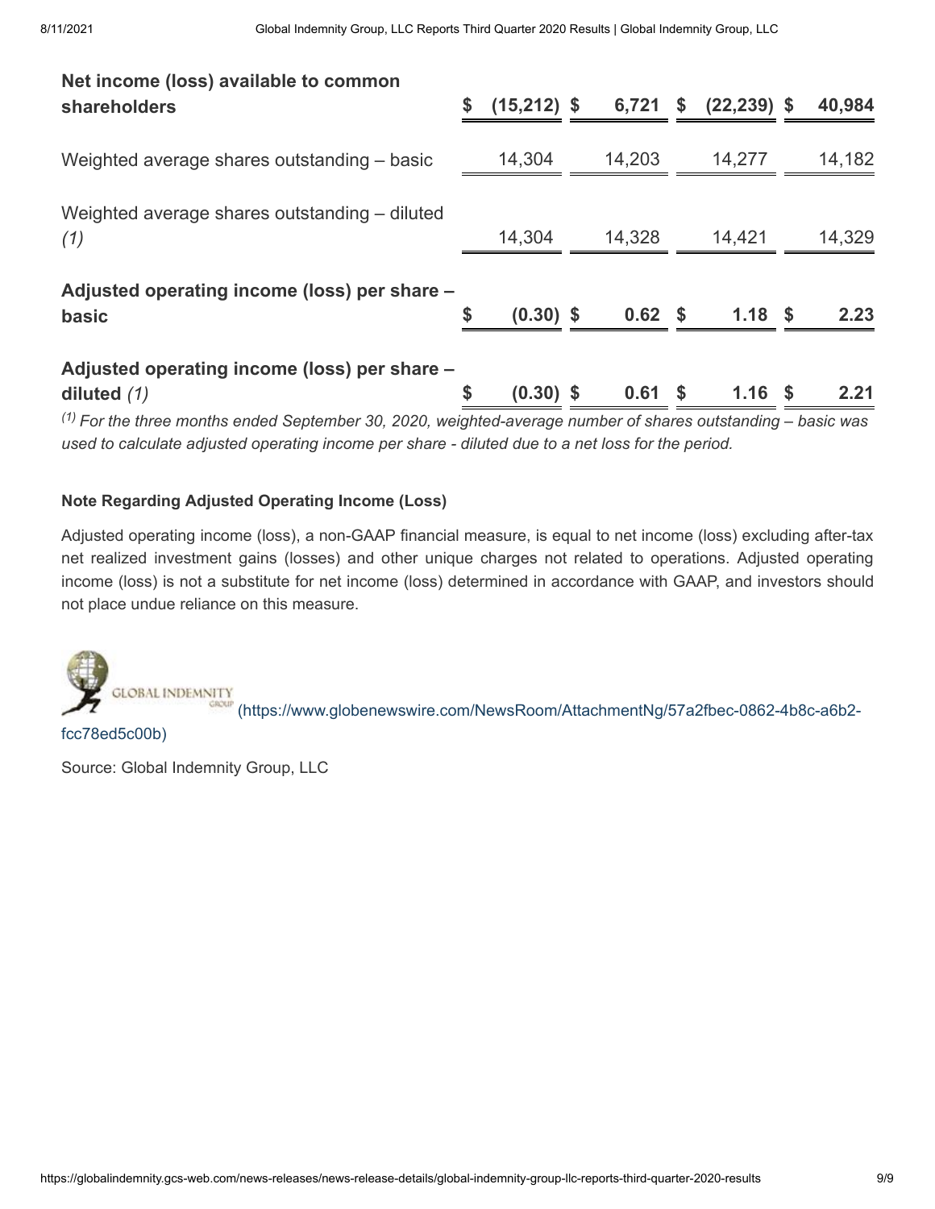| | | | | |
|---|---|---|---|---|
| **Net income (loss) available to common shareholders** | **$ (15,212)** | **$ 6,721** | **$ (22,239)** | **$ 40,984** |
| Weighted average shares outstanding – basic | 14,304 | 14,203 | 14,277 | 14,182 |
| Weighted average shares outstanding – diluted *(1)* | 14,304 | 14,328 | 14,421 | 14,329 |
| **Adjusted operating income (loss) per share – basic** | **$ (0.30)** | **$ 0.62** | **$ 1.18** | **$ 2.23** |
| **Adjusted operating income (loss) per share – diluted** *(1)* | **$ (0.30)** | **$ 0.61** | **$ 1.16** | **$ 2.21** |

*(1) For the three months ended September 30, 2020, weighted-average number of shares outstanding – basic was used to calculate adjusted operating income per share - diluted due to a net loss for the period.*

**Note Regarding Adjusted Operating Income (Loss)**

Adjusted operating income (loss), a non-GAAP financial measure, is equal to net income (loss) excluding after-tax net realized investment gains (losses) and other unique charges not related to operations. Adjusted operating income (loss) is not a substitute for net income (loss) determined in accordance with GAAP, and investors should not place undue reliance on this measure.

GLOBAL INDEMNITY GROUP (https://www.globenewswire.com/NewsRoom/AttachmentNg/57a2fbec-0862-4b8c-a6b2-fcc78ed5c00b)

Source: Global Indemnity Group, LLC